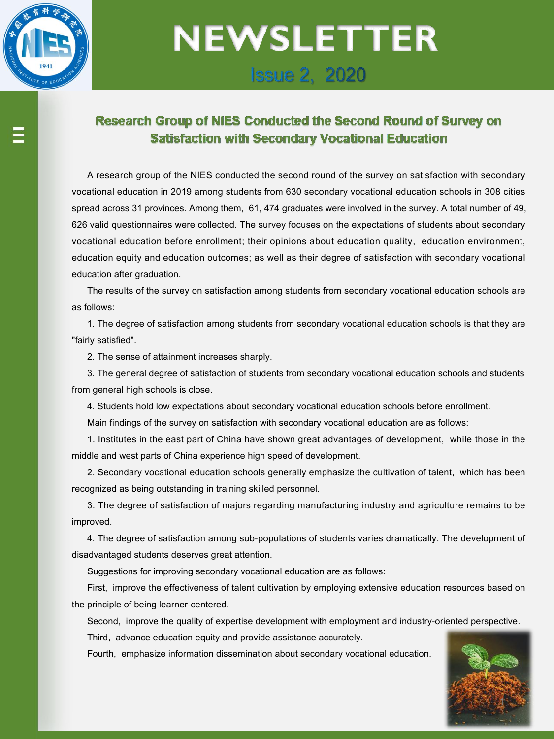# NEWSLETTER

Issue 2, 2020

## Research Group of NIES Conducted the Second Round of Survey on Satisfaction with Secondary Vocational Education

A research group of the NIES conducted the second round of the survey on satisfaction with secondary vocational education in 2019 among students from 630 secondary vocational education schools in 308 cities spread across 31 provinces. Among them, 61, 474 graduates were involved in the survey. A total number of 49, 626 valid questionnaires were collected. The survey focuses on the expectations of students about secondary vocational education before enrollment; their opinions about education quality, education environment, education equity and education outcomes; as well as their degree of satisfaction with secondary vocational education after graduation.

The results of the survey on satisfaction among students from secondary vocational education schools are as follows:

1. The degree of satisfaction among students from secondary vocational education schools is that they are "fairly satisfied".
2. The sense of attainment increases sharply.
3. The general degree of satisfaction of students from secondary vocational education schools and students from general high schools is close.
4. Students hold low expectations about secondary vocational education schools before enrollment.

Main findings of the survey on satisfaction with secondary vocational education are as follows:

1. Institutes in the east part of China have shown great advantages of development, while those in the middle and west parts of China experience high speed of development.
2. Secondary vocational education schools generally emphasize the cultivation of talent, which has been recognized as being outstanding in training skilled personnel.
3. The degree of satisfaction of majors regarding manufacturing industry and agriculture remains to be improved.
4. The degree of satisfaction among sub-populations of students varies dramatically. The development of disadvantaged students deserves great attention.

Suggestions for improving secondary vocational education are as follows:

First, improve the effectiveness of talent cultivation by employing extensive education resources based on the principle of being learner-centered.

Second, improve the quality of expertise development with employment and industry-oriented perspective.

Third, advance education equity and provide assistance accurately.

Fourth, emphasize information dissemination about secondary vocational education.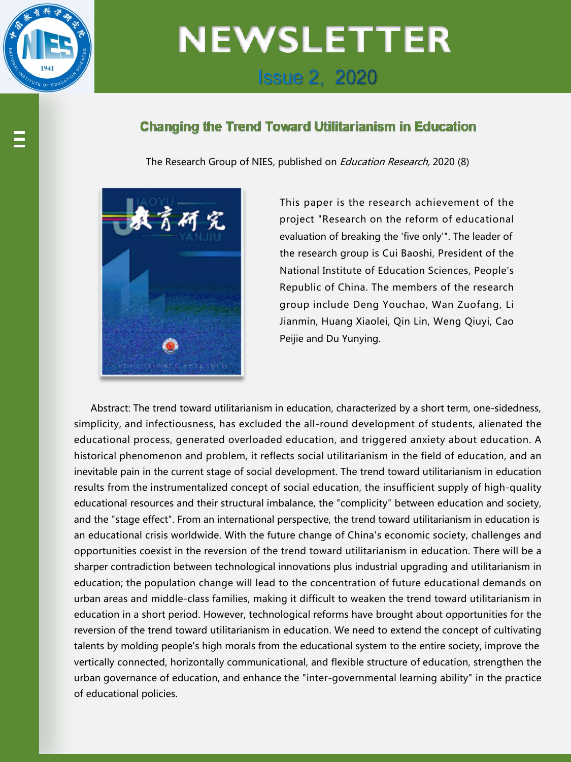# NEWSLETTER

Issue 2, 2020

## Changing the Trend Toward Utilitarianism in Education

The Research Group of NIES, published on *Education Research*, 2020 (8)

This paper is the research achievement of the project "Research on the reform of educational evaluation of breaking the 'five only'". The leader of the research group is Cui Baoshi, President of the National Institute of Education Sciences, People's Republic of China. The members of the research group include Deng Youchao, Wan Zuofang, Li Jianmin, Huang Xiaolei, Qin Lin, Weng Qiuyi, Cao Peijie and Du Yunying.

Abstract: The trend toward utilitarianism in education, characterized by a short term, one-sidedness, simplicity, and infectiousness, has excluded the all-round development of students, alienated the educational process, generated overloaded education, and triggered anxiety about education. A historical phenomenon and problem, it reflects social utilitarianism in the field of education, and an inevitable pain in the current stage of social development. The trend toward utilitarianism in education results from the instrumentalized concept of social education, the insufficient supply of high-quality educational resources and their structural imbalance, the "complicity" between education and society, and the "stage effect". From an international perspective, the trend toward utilitarianism in education is an educational crisis worldwide. With the future change of China's economic society, challenges and opportunities coexist in the reversion of the trend toward utilitarianism in education. There will be a sharper contradiction between technological innovations plus industrial upgrading and utilitarianism in education; the population change will lead to the concentration of future educational demands on urban areas and middle-class families, making it difficult to weaken the trend toward utilitarianism in education in a short period. However, technological reforms have brought about opportunities for the reversion of the trend toward utilitarianism in education. We need to extend the concept of cultivating talents by molding people's high morals from the educational system to the entire society, improve the vertically connected, horizontally communicational, and flexible structure of education, strengthen the urban governance of education, and enhance the "inter-governmental learning ability" in the practice of educational policies.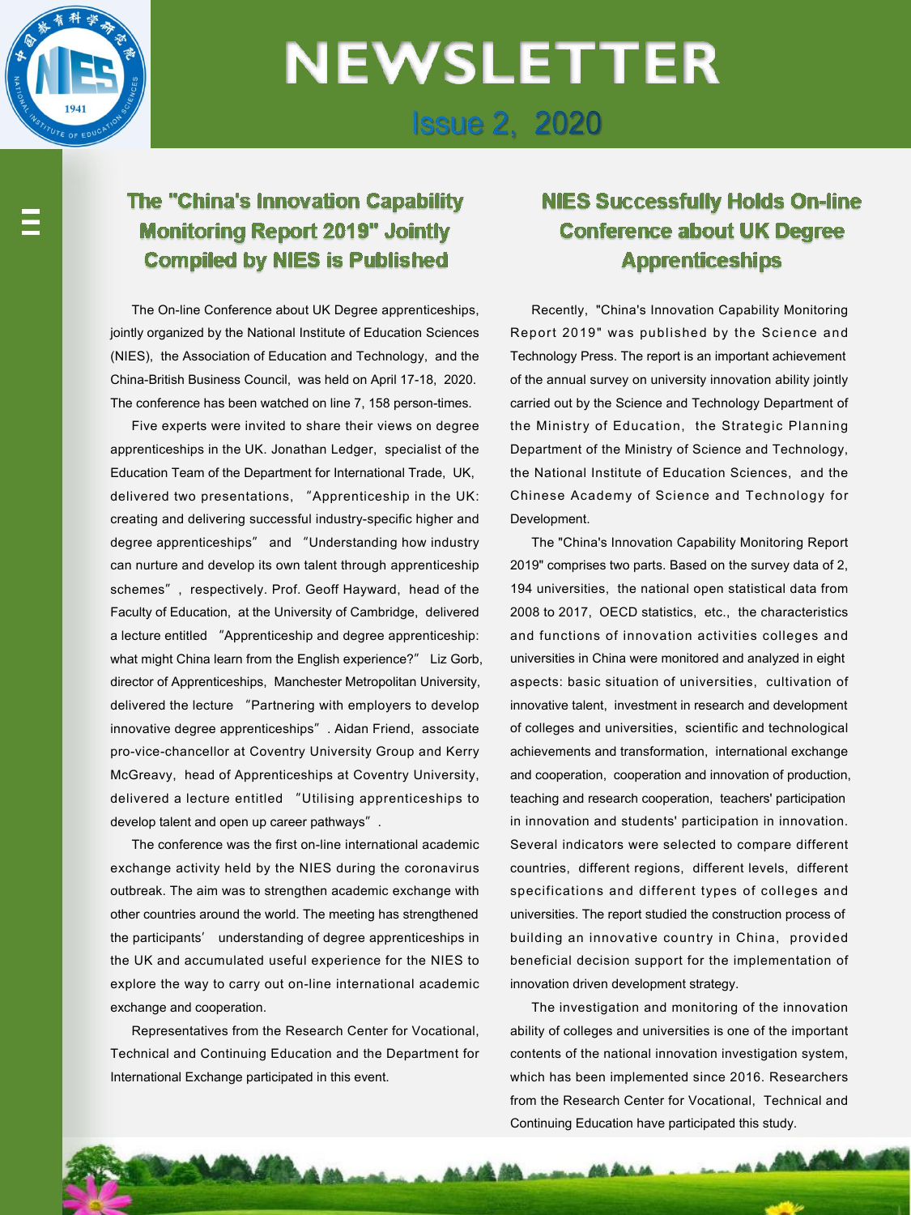## The "China's Innovation Capability Monitoring Report 2019" Jointly Compiled by NIES is Published

The On-line Conference about UK Degree apprenticeships, jointly organized by the National Institute of Education Sciences (NIES), the Association of Education and Technology, and the China-British Business Council, was held on April 17-18, 2020. The conference has been watched on line 7, 158 person-times.

Five experts were invited to share their views on degree apprenticeships in the UK. Jonathan Ledger, specialist of the Education Team of the Department for International Trade, UK, delivered two presentations, "Apprenticeship in the UK: creating and delivering successful industry-specific higher and degree apprenticeships" and "Understanding how industry can nurture and develop its own talent through apprenticeship schemes", respectively. Prof. Geoff Hayward, head of the Faculty of Education, at the University of Cambridge, delivered a lecture entitled "Apprenticeship and degree apprenticeship: what might China learn from the English experience?" Liz Gorb, director of Apprenticeships, Manchester Metropolitan University, delivered the lecture "Partnering with employers to develop innovative degree apprenticeships". Aidan Friend, associate pro-vice-chancellor at Coventry University Group and Kerry McGreavy, head of Apprenticeships at Coventry University, delivered a lecture entitled "Utilising apprenticeships to develop talent and open up career pathways".

The conference was the first on-line international academic exchange activity held by the NIES during the coronavirus outbreak. The aim was to strengthen academic exchange with other countries around the world. The meeting has strengthened the participants' understanding of degree apprenticeships in the UK and accumulated useful experience for the NIES to explore the way to carry out on-line international academic exchange and cooperation.

Representatives from the Research Center for Vocational, Technical and Continuing Education and the Department for International Exchange participated in this event.

## NIES Successfully Holds On-line Conference about UK Degree Apprenticeships

Recently, "China's Innovation Capability Monitoring Report 2019" was published by the Science and Technology Press. The report is an important achievement of the annual survey on university innovation ability jointly carried out by the Science and Technology Department of the Ministry of Education, the Strategic Planning Department of the Ministry of Science and Technology, the National Institute of Education Sciences, and the Chinese Academy of Science and Technology for Development.

The "China's Innovation Capability Monitoring Report 2019" comprises two parts. Based on the survey data of 2, 194 universities, the national open statistical data from 2008 to 2017, OECD statistics, etc., the characteristics and functions of innovation activities colleges and universities in China were monitored and analyzed in eight aspects: basic situation of universities, cultivation of innovative talent, investment in research and development of colleges and universities, scientific and technological achievements and transformation, international exchange and cooperation, cooperation and innovation of production, teaching and research cooperation, teachers' participation in innovation and students' participation in innovation. Several indicators were selected to compare different countries, different regions, different levels, different specifications and different types of colleges and universities. The report studied the construction process of building an innovative country in China, provided beneficial decision support for the implementation of innovation driven development strategy.

The investigation and monitoring of the innovation ability of colleges and universities is one of the important contents of the national innovation investigation system, which has been implemented since 2016. Researchers from the Research Center for Vocational, Technical and Continuing Education have participated in this study.